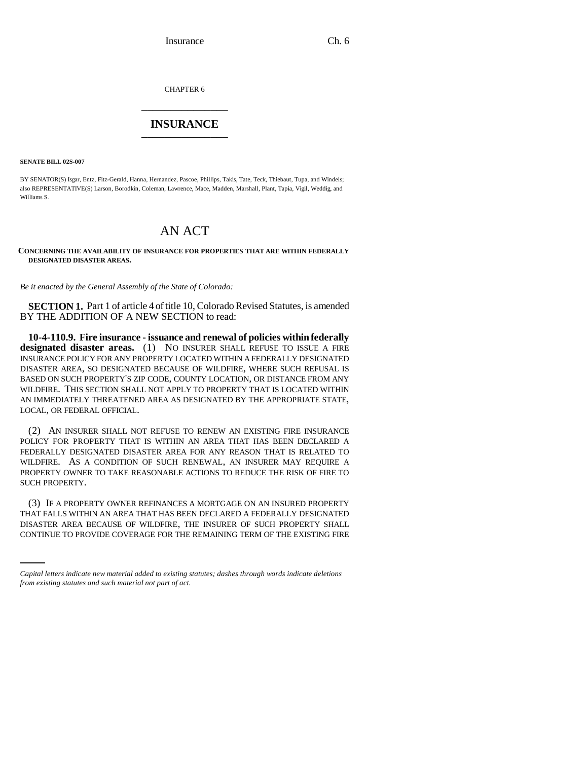CHAPTER 6

# INSURANCE

**SENATE BILL 02S-007**

BY SENATOR(S) Isgar, Entz, Fitz-Gerald, Hanna, Hernandez, Pascoe, Phillips, Takis, Tate, Teck, Thiebaut, Tupa, and Windels; also REPRESENTATIVE(S) Larson, Borodkin, Coleman, Lawrence, Mace, Madden, Marshall, Plant, Tapia, Vigil, Weddig, and Williams S.

# AN ACT

**CONCERNING THE AVAILABILITY OF INSURANCE FOR PROPERTIES THAT ARE WITHIN FEDERALLY DESIGNATED DISASTER AREAS.**

*Be it enacted by the General Assembly of the State of Colorado:*

**SECTION 1.** Part 1 of article 4 of title 10, Colorado Revised Statutes, is amended BY THE ADDITION OF A NEW SECTION to read:

**10-4-110.9. Fire insurance - issuance and renewal of policies within federally designated disaster areas.** (1) NO INSURER SHALL REFUSE TO ISSUE A FIRE INSURANCE POLICY FOR ANY PROPERTY LOCATED WITHIN A FEDERALLY DESIGNATED DISASTER AREA, SO DESIGNATED BECAUSE OF WILDFIRE, WHERE SUCH REFUSAL IS BASED ON SUCH PROPERTY'S ZIP CODE, COUNTY LOCATION, OR DISTANCE FROM ANY WILDFIRE. THIS SECTION SHALL NOT APPLY TO PROPERTY THAT IS LOCATED WITHIN AN IMMEDIATELY THREATENED AREA AS DESIGNATED BY THE APPROPRIATE STATE, LOCAL, OR FEDERAL OFFICIAL.

(2) AN INSURER SHALL NOT REFUSE TO RENEW AN EXISTING FIRE INSURANCE POLICY FOR PROPERTY THAT IS WITHIN AN AREA THAT HAS BEEN DECLARED A FEDERALLY DESIGNATED DISASTER AREA FOR ANY REASON THAT IS RELATED TO WILDFIRE. AS A CONDITION OF SUCH RENEWAL, AN INSURER MAY REQUIRE A PROPERTY OWNER TO TAKE REASONABLE ACTIONS TO REDUCE THE RISK OF FIRE TO SUCH PROPERTY.

(3) IF A PROPERTY OWNER REFINANCES A MORTGAGE ON AN INSURED PROPERTY THAT FALLS WITHIN AN AREA THAT HAS BEEN DECLARED A FEDERALLY DESIGNATED DISASTER AREA BECAUSE OF WILDFIRE, THE INSURER OF SUCH PROPERTY SHALL CONTINUE TO PROVIDE COVERAGE FOR THE REMAINING TERM OF THE EXISTING FIRE

*Capital letters indicate new material added to existing statutes; dashes through words indicate deletions from existing statutes and such material not part of act.*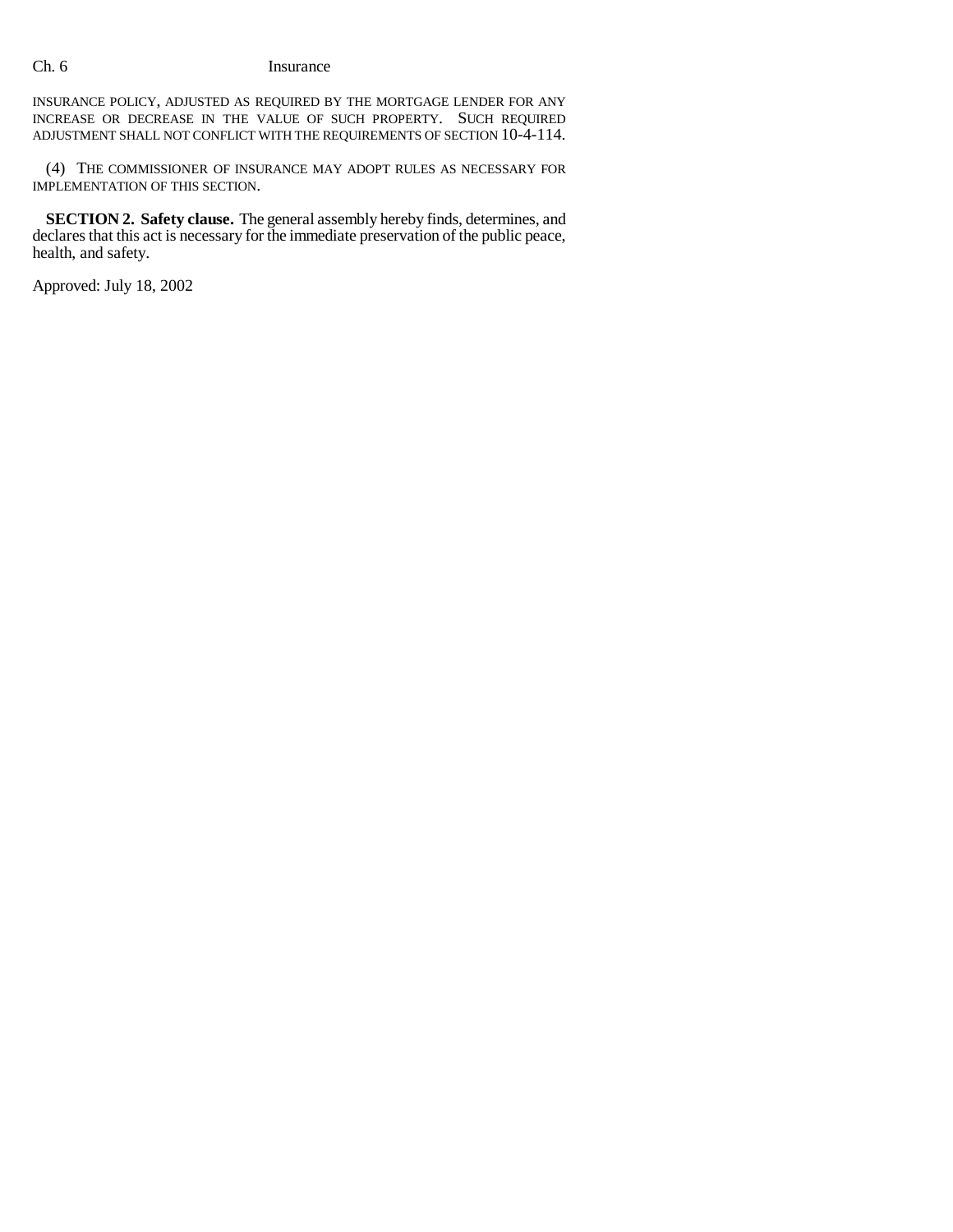INSURANCE POLICY, ADJUSTED AS REQUIRED BY THE MORTGAGE LENDER FOR ANY INCREASE OR DECREASE IN THE VALUE OF SUCH PROPERTY. SUCH REQUIRED ADJUSTMENT SHALL NOT CONFLICT WITH THE REQUIREMENTS OF SECTION 10-4-114.

(4) THE COMMISSIONER OF INSURANCE MAY ADOPT RULES AS NECESSARY FOR IMPLEMENTATION OF THIS SECTION.

**SECTION 2. Safety clause.** The general assembly hereby finds, determines, and declares that this act is necessary for the immediate preservation of the public peace, health, and safety.

Approved: July 18, 2002